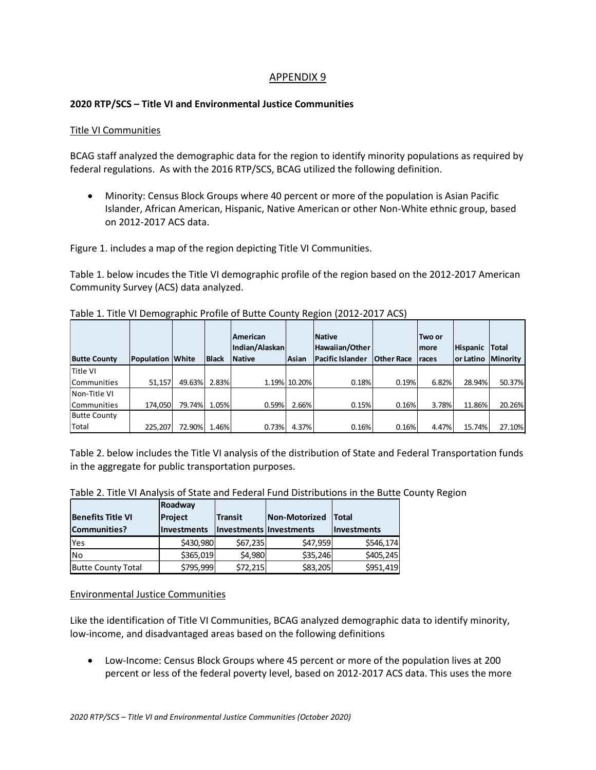# APPENDIX 9

**2020 RTP/SCS – Title VI and Environmental Justice Communities**

## Title VI Communities

BCAG staff analyzed the demographic data for the region to identify minority populations as required by federal regulations. As with the 2016 RTP/SCS, BCAG utilized the following definition.

- Minority: Census Block Groups where 40 percent or more of the population is Asian Pacific Islander, African American, Hispanic, Native American or other Non-White ethnic group, based on 2012-2017 ACS data.

Figure 1. includes a map of the region depicting Title VI Communities.

Table 1. below incudes the Title VI demographic profile of the region based on the 2012-2017 American Community Survey (ACS) data analyzed.

Table 1. Title VI Demographic Profile of Butte County Region (2012-2017 ACS)

| Butte County | Population | White | Black | American Indian/Alaskan Native | Asian | Native Hawaiian/Other Pacific Islander | Other Race | Two or more races | Hispanic or Latino | Total Minority |
|---|---|---|---|---|---|---|---|---|---|---|
| Title VI Communities | 51,157 | 49.63% | 2.83% | 1.19% | 10.20% | 0.18% | 0.19% | 6.82% | 28.94% | 50.37% |
| Non-Title VI Communities | 174,050 | 79.74% | 1.05% | 0.59% | 2.66% | 0.15% | 0.16% | 3.78% | 11.86% | 20.26% |
| Butte County Total | 225,207 | 72.90% | 1.46% | 0.73% | 4.37% | 0.16% | 0.16% | 4.47% | 15.74% | 27.10% |

Table 2. below includes the Title VI analysis of the distribution of State and Federal Transportation funds in the aggregate for public transportation purposes.

Table 2. Title VI Analysis of State and Federal Fund Distributions in the Butte County Region

| Benefits Title VI Communities? | Roadway Project Investments | Transit Investments | Non-Motorized Investments | Total Investments |
|---|---|---|---|---|
| Yes | $430,980 | $67,235 | $47,959 | $546,174 |
| No | $365,019 | $4,980 | $35,246 | $405,245 |
| Butte County Total | $795,999 | $72,215 | $83,205 | $951,419 |

## Environmental Justice Communities

Like the identification of Title VI Communities, BCAG analyzed demographic data to identify minority, low-income, and disadvantaged areas based on the following definitions

- Low-Income: Census Block Groups where 45 percent or more of the population lives at 200 percent or less of the federal poverty level, based on 2012-2017 ACS data. This uses the more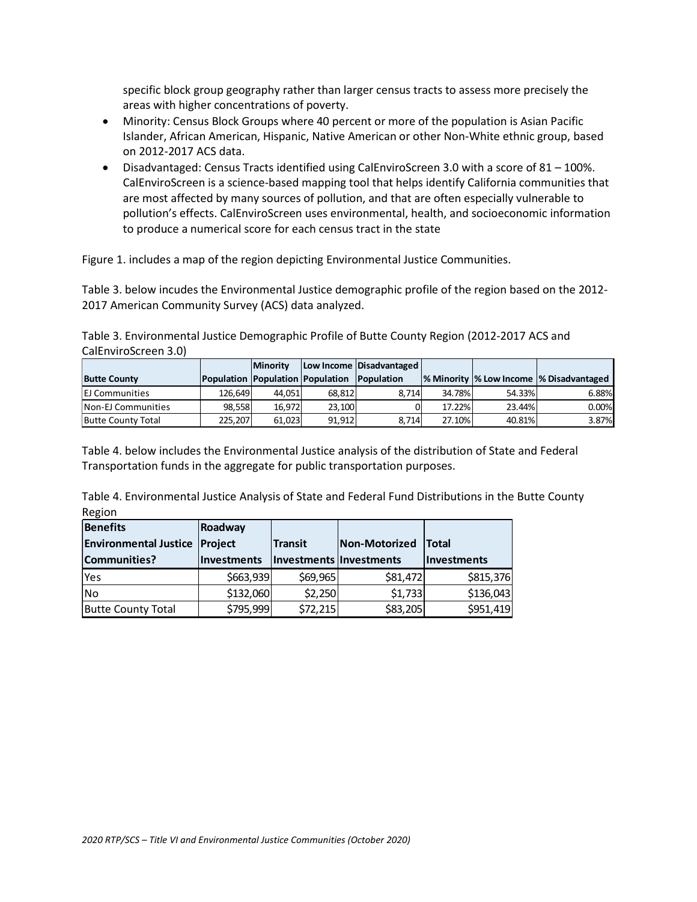specific block group geography rather than larger census tracts to assess more precisely the areas with higher concentrations of poverty.

- Minority: Census Block Groups where 40 percent or more of the population is Asian Pacific Islander, African American, Hispanic, Native American or other Non-White ethnic group, based on 2012-2017 ACS data.
- Disadvantaged: Census Tracts identified using CalEnviroScreen 3.0 with a score of 81 – 100%. CalEnviroScreen is a science-based mapping tool that helps identify California communities that are most affected by many sources of pollution, and that are often especially vulnerable to pollution's effects. CalEnviroScreen uses environmental, health, and socioeconomic information to produce a numerical score for each census tract in the state

Figure 1. includes a map of the region depicting Environmental Justice Communities.

Table 3. below incudes the Environmental Justice demographic profile of the region based on the 2012-2017 American Community Survey (ACS) data analyzed.

Table 3. Environmental Justice Demographic Profile of Butte County Region (2012-2017 ACS and CalEnviroScreen 3.0)

| Butte County | Population | Minority Population | Low Income Population | Disadvantaged Population | % Minority | % Low Income | % Disadvantaged |
|---|---|---|---|---|---|---|---|
| EJ Communities | 126,649 | 44,051 | 68,812 | 8,714 | 34.78% | 54.33% | 6.88% |
| Non-EJ Communities | 98,558 | 16,972 | 23,100 | 0 | 17.22% | 23.44% | 0.00% |
| Butte County Total | 225,207 | 61,023 | 91,912 | 8,714 | 27.10% | 40.81% | 3.87% |

Table 4. below includes the Environmental Justice analysis of the distribution of State and Federal Transportation funds in the aggregate for public transportation purposes.

Table 4. Environmental Justice Analysis of State and Federal Fund Distributions in the Butte County Region

| Benefits Environmental Justice Communities? | Roadway Project Investments | Transit Investments | Non-Motorized Investments | Total Investments |
|---|---|---|---|---|
| Yes | $663,939 | $69,965 | $81,472 | $815,376 |
| No | $132,060 | $2,250 | $1,733 | $136,043 |
| Butte County Total | $795,999 | $72,215 | $83,205 | $951,419 |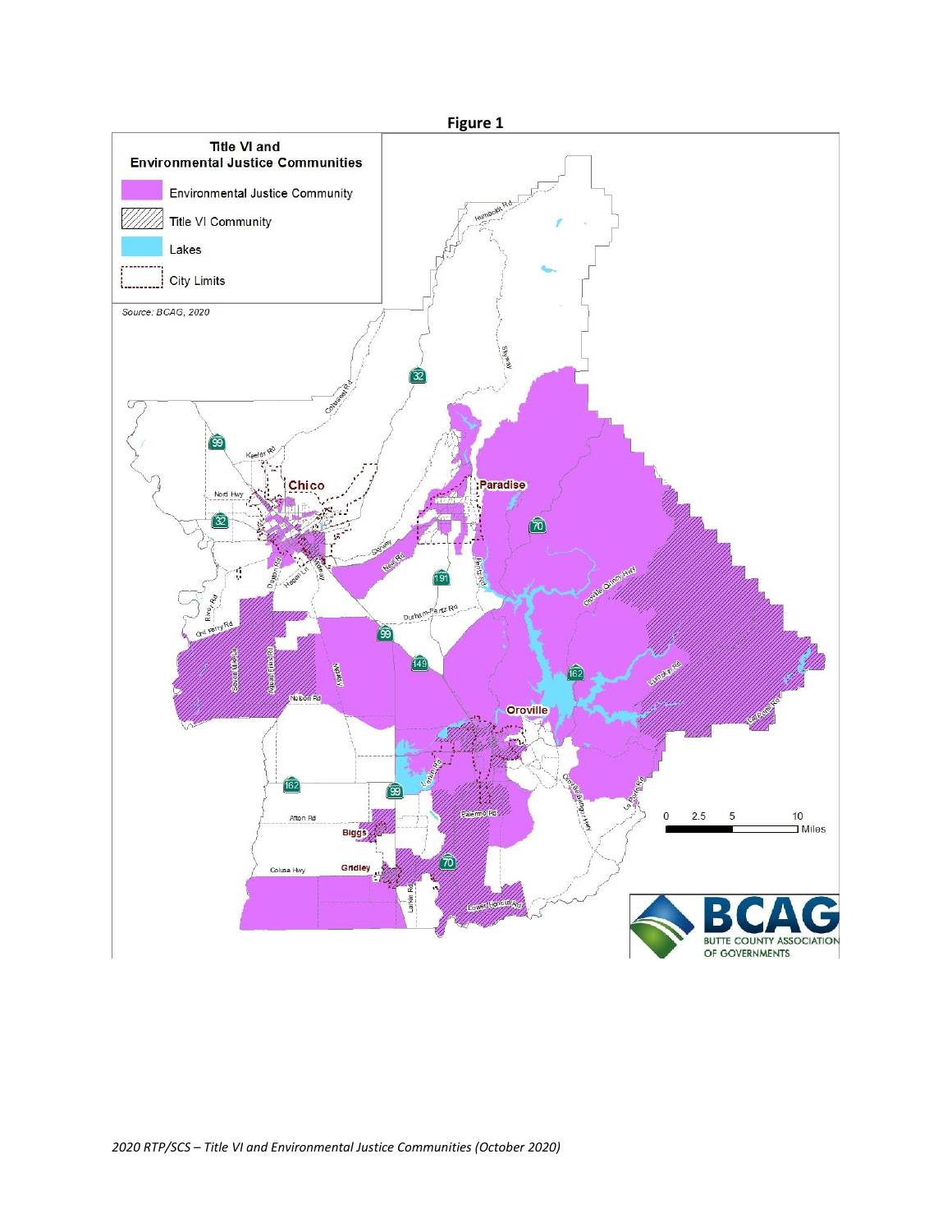**Figure 1**

Title VI and
Environmental Justice Communities

Environmental Justice Community

Title VI Community

Lakes

City Limits

Source: BCAG, 2020

Chico

Paradise

Oroville

Biggs

Gridley

0 2.5 5 10
Miles

BCAG
BUTTE COUNTY ASSOCIATION OF GOVERNMENTS

*2020 RTP/SCS – Title VI and Environmental Justice Communities (October 2020)*